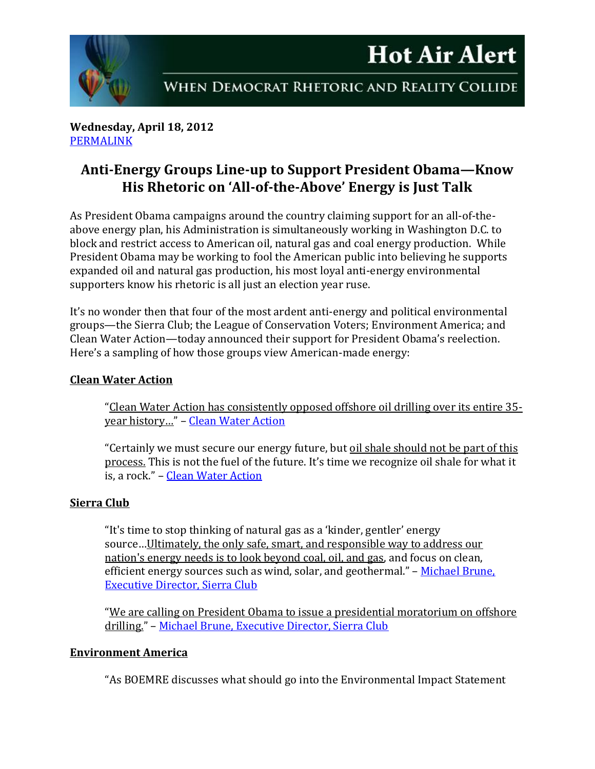# Hot Air Alert

WHEN DEMOCRAT RHETORIC AND REALITY COLLIDE

**Wednesday, April 18, 2012**
PERMALINK

## Anti-Energy Groups Line-up to Support President Obama—Know His Rhetoric on 'All-of-the-Above' Energy is Just Talk

As President Obama campaigns around the country claiming support for an all-of-the-above energy plan, his Administration is simultaneously working in Washington D.C. to block and restrict access to American oil, natural gas and coal energy production. While President Obama may be working to fool the American public into believing he supports expanded oil and natural gas production, his most loyal anti-energy environmental supporters know his rhetoric is all just an election year ruse.

It's no wonder then that four of the most ardent anti-energy and political environmental groups—the Sierra Club; the League of Conservation Voters; Environment America; and Clean Water Action—today announced their support for President Obama's reelection. Here's a sampling of how those groups view American-made energy:

**Clean Water Action**

> "Clean Water Action has consistently opposed offshore oil drilling over its entire 35-year history…" – Clean Water Action
>
> "Certainly we must secure our energy future, but oil shale should not be part of this process. This is not the fuel of the future. It's time we recognize oil shale for what it is, a rock." – Clean Water Action

**Sierra Club**

> "It's time to stop thinking of natural gas as a 'kinder, gentler' energy source…Ultimately, the only safe, smart, and responsible way to address our nation's energy needs is to look beyond coal, oil, and gas, and focus on clean, efficient energy sources such as wind, solar, and geothermal." – Michael Brune, Executive Director, Sierra Club
>
> "We are calling on President Obama to issue a presidential moratorium on offshore drilling." – Michael Brune, Executive Director, Sierra Club

**Environment America**

> "As BOEMRE discusses what should go into the Environmental Impact Statement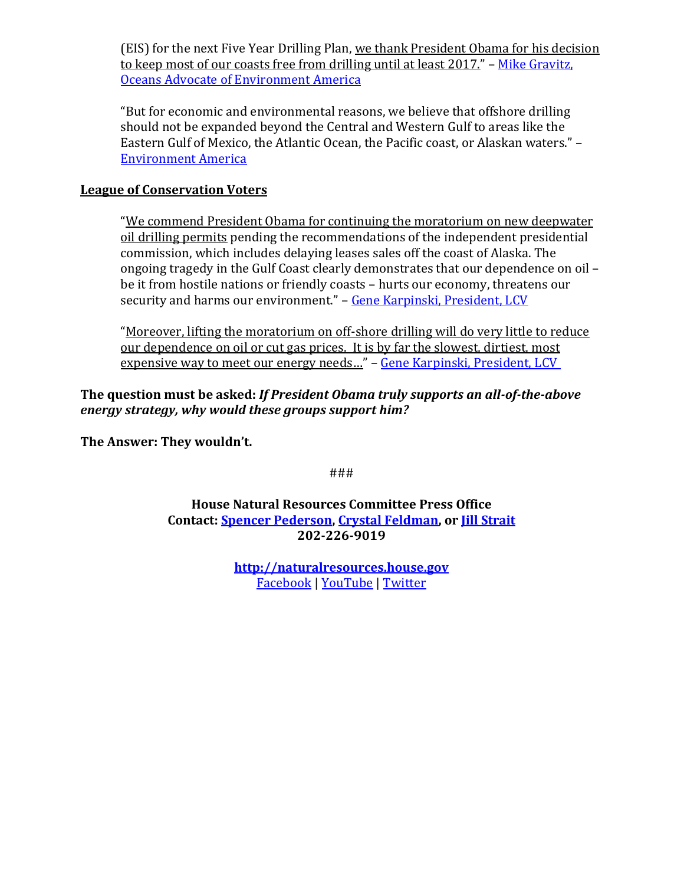(EIS) for the next Five Year Drilling Plan, we thank President Obama for his decision to keep most of our coasts free from drilling until at least 2017." – Mike Gravitz, Oceans Advocate of Environment America

> "But for economic and environmental reasons, we believe that offshore drilling should not be expanded beyond the Central and Western Gulf to areas like the Eastern Gulf of Mexico, the Atlantic Ocean, the Pacific coast, or Alaskan waters." – Environment America

**League of Conservation Voters**

> "We commend President Obama for continuing the moratorium on new deepwater oil drilling permits pending the recommendations of the independent presidential commission, which includes delaying leases sales off the coast of Alaska. The ongoing tragedy in the Gulf Coast clearly demonstrates that our dependence on oil – be it from hostile nations or friendly coasts – hurts our economy, threatens our security and harms our environment." – Gene Karpinski, President, LCV

> "Moreover, lifting the moratorium on off-shore drilling will do very little to reduce our dependence on oil or cut gas prices. It is by far the slowest, dirtiest, most expensive way to meet our energy needs…" – Gene Karpinski, President, LCV

**The question must be asked:** ***If President Obama truly supports an all-of-the-above energy strategy, why would these groups support him?***

**The Answer: They wouldn't.**

###

**House Natural Resources Committee Press Office**
**Contact: Spencer Pederson, Crystal Feldman, or Jill Strait**
**202-226-9019**

**http://naturalresources.house.gov**
Facebook | YouTube | Twitter